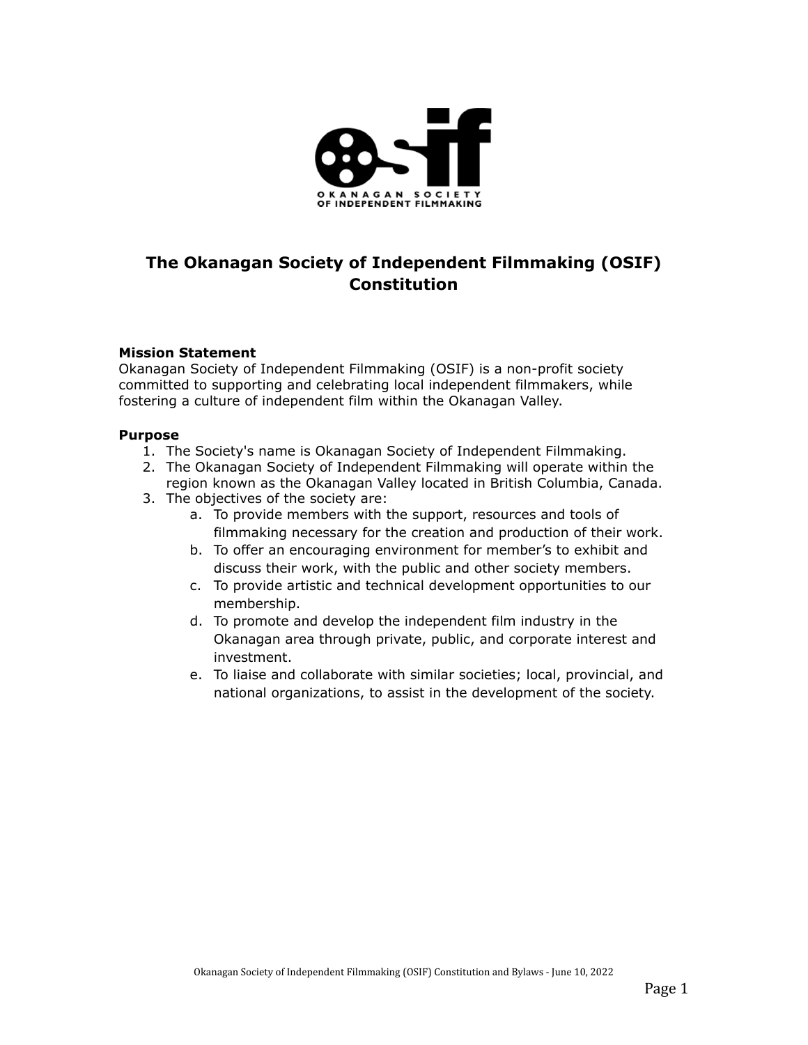# The Okanagan Society of Independent Filmmaking (OSIF) Constitution

**Mission Statement**

Okanagan Society of Independent Filmmaking (OSIF) is a non-profit society committed to supporting and celebrating local independent filmmakers, while fostering a culture of independent film within the Okanagan Valley.

**Purpose**

1. The Society's name is Okanagan Society of Independent Filmmaking.
2. The Okanagan Society of Independent Filmmaking will operate within the region known as the Okanagan Valley located in British Columbia, Canada.
3. The objectives of the society are:
    a. To provide members with the support, resources and tools of filmmaking necessary for the creation and production of their work.
    b. To offer an encouraging environment for member's to exhibit and discuss their work, with the public and other society members.
    c. To provide artistic and technical development opportunities to our membership.
    d. To promote and develop the independent film industry in the Okanagan area through private, public, and corporate interest and investment.
    e. To liaise and collaborate with similar societies; local, provincial, and national organizations, to assist in the development of the society.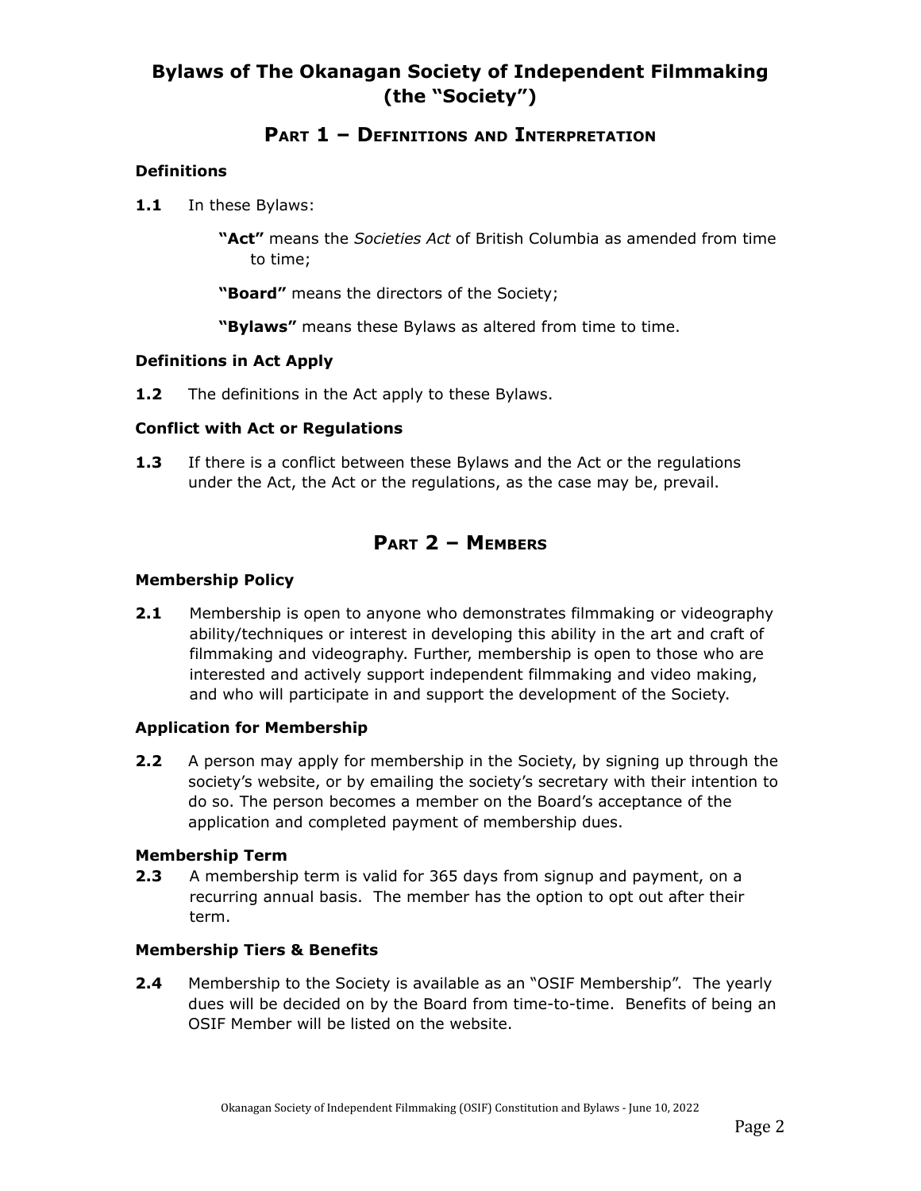# Bylaws of The Okanagan Society of Independent Filmmaking (the "Society")

## Part 1 – Definitions and Interpretation

### Definitions

**1.1** In these Bylaws:

**"Act"** means the *Societies Act* of British Columbia as amended from time to time;

**"Board"** means the directors of the Society;

**"Bylaws"** means these Bylaws as altered from time to time.

### Definitions in Act Apply

**1.2** The definitions in the Act apply to these Bylaws.

### Conflict with Act or Regulations

**1.3** If there is a conflict between these Bylaws and the Act or the regulations under the Act, the Act or the regulations, as the case may be, prevail.

## Part 2 – Members

### Membership Policy

**2.1** Membership is open to anyone who demonstrates filmmaking or videography ability/techniques or interest in developing this ability in the art and craft of filmmaking and videography. Further, membership is open to those who are interested and actively support independent filmmaking and video making, and who will participate in and support the development of the Society.

### Application for Membership

**2.2** A person may apply for membership in the Society, by signing up through the society's website, or by emailing the society's secretary with their intention to do so. The person becomes a member on the Board's acceptance of the application and completed payment of membership dues.

### Membership Term

**2.3** A membership term is valid for 365 days from signup and payment, on a recurring annual basis. The member has the option to opt out after their term.

### Membership Tiers & Benefits

**2.4** Membership to the Society is available as an "OSIF Membership". The yearly dues will be decided on by the Board from time-to-time. Benefits of being an OSIF Member will be listed on the website.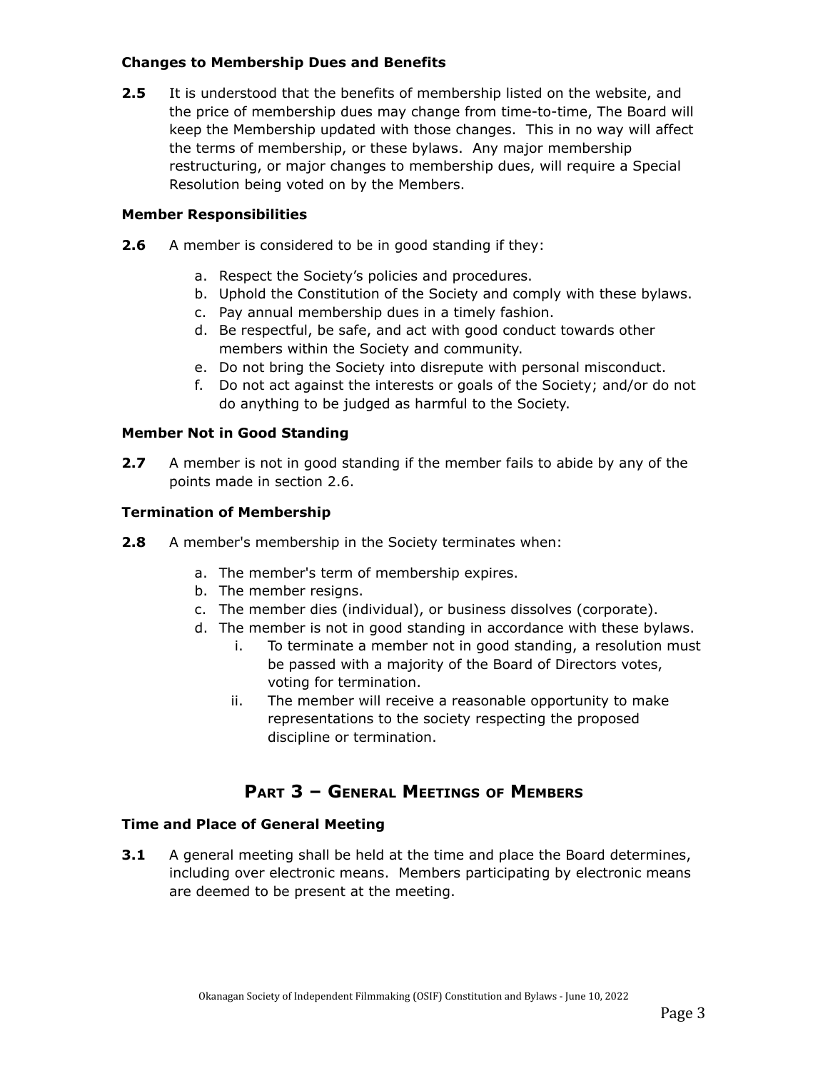### Changes to Membership Dues and Benefits

**2.5** It is understood that the benefits of membership listed on the website, and the price of membership dues may change from time-to-time, The Board will keep the Membership updated with those changes. This in no way will affect the terms of membership, or these bylaws. Any major membership restructuring, or major changes to membership dues, will require a Special Resolution being voted on by the Members.

### Member Responsibilities

**2.6** A member is considered to be in good standing if they:

a. Respect the Society's policies and procedures.
b. Uphold the Constitution of the Society and comply with these bylaws.
c. Pay annual membership dues in a timely fashion.
d. Be respectful, be safe, and act with good conduct towards other members within the Society and community.
e. Do not bring the Society into disrepute with personal misconduct.
f. Do not act against the interests or goals of the Society; and/or do not do anything to be judged as harmful to the Society.

### Member Not in Good Standing

**2.7** A member is not in good standing if the member fails to abide by any of the points made in section 2.6.

### Termination of Membership

**2.8** A member's membership in the Society terminates when:

a. The member's term of membership expires.
b. The member resigns.
c. The member dies (individual), or business dissolves (corporate).
d. The member is not in good standing in accordance with these bylaws.
   i. To terminate a member not in good standing, a resolution must be passed with a majority of the Board of Directors votes, voting for termination.
   ii. The member will receive a reasonable opportunity to make representations to the society respecting the proposed discipline or termination.

## Part 3 – General Meetings of Members

### Time and Place of General Meeting

**3.1** A general meeting shall be held at the time and place the Board determines, including over electronic means. Members participating by electronic means are deemed to be present at the meeting.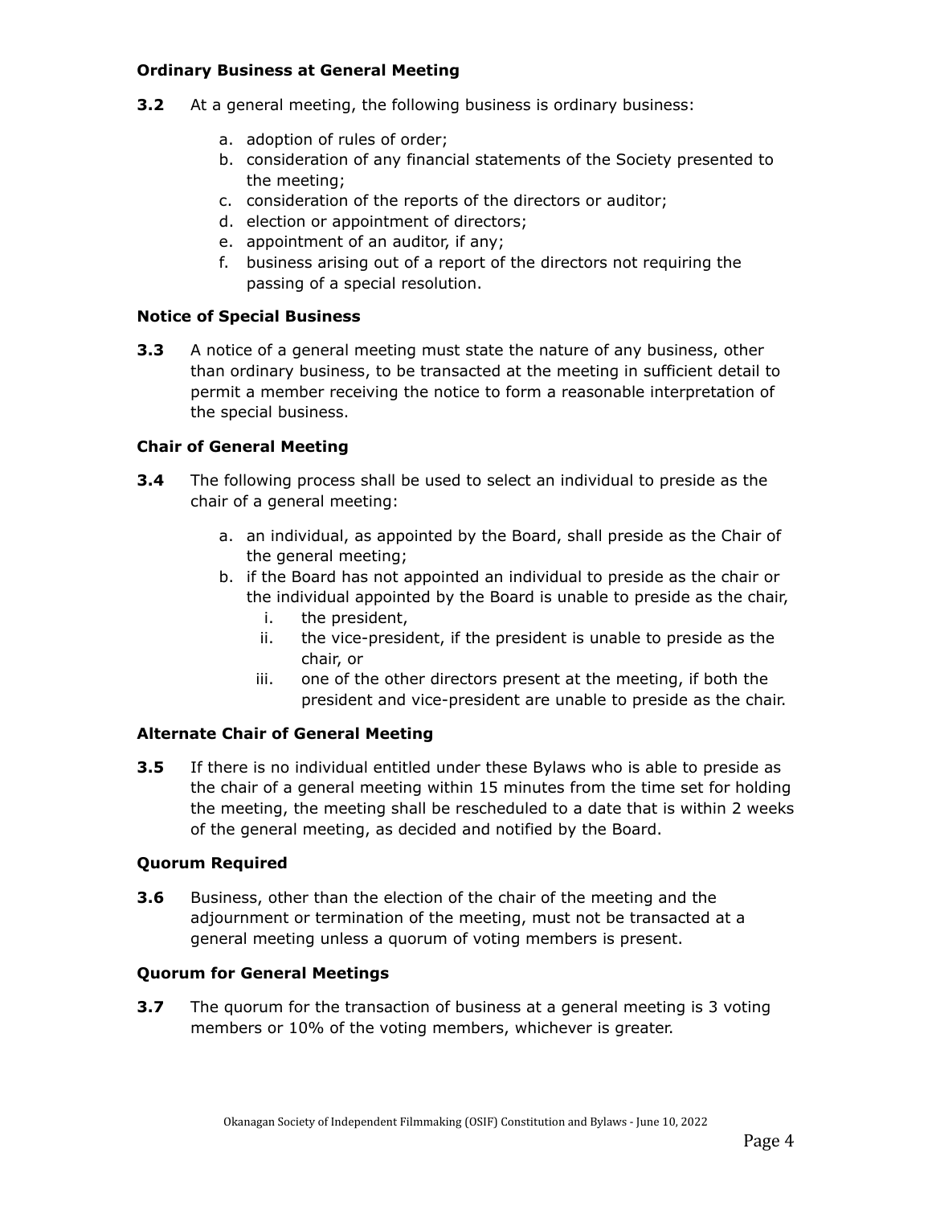### Ordinary Business at General Meeting

**3.2** At a general meeting, the following business is ordinary business:

a. adoption of rules of order;
b. consideration of any financial statements of the Society presented to the meeting;
c. consideration of the reports of the directors or auditor;
d. election or appointment of directors;
e. appointment of an auditor, if any;
f. business arising out of a report of the directors not requiring the passing of a special resolution.

### Notice of Special Business

**3.3** A notice of a general meeting must state the nature of any business, other than ordinary business, to be transacted at the meeting in sufficient detail to permit a member receiving the notice to form a reasonable interpretation of the special business.

### Chair of General Meeting

**3.4** The following process shall be used to select an individual to preside as the chair of a general meeting:

a. an individual, as appointed by the Board, shall preside as the Chair of the general meeting;
b. if the Board has not appointed an individual to preside as the chair or the individual appointed by the Board is unable to preside as the chair,
    i. the president,
    ii. the vice-president, if the president is unable to preside as the chair, or
    iii. one of the other directors present at the meeting, if both the president and vice-president are unable to preside as the chair.

### Alternate Chair of General Meeting

**3.5** If there is no individual entitled under these Bylaws who is able to preside as the chair of a general meeting within 15 minutes from the time set for holding the meeting, the meeting shall be rescheduled to a date that is within 2 weeks of the general meeting, as decided and notified by the Board.

### Quorum Required

**3.6** Business, other than the election of the chair of the meeting and the adjournment or termination of the meeting, must not be transacted at a general meeting unless a quorum of voting members is present.

### Quorum for General Meetings

**3.7** The quorum for the transaction of business at a general meeting is 3 voting members or 10% of the voting members, whichever is greater.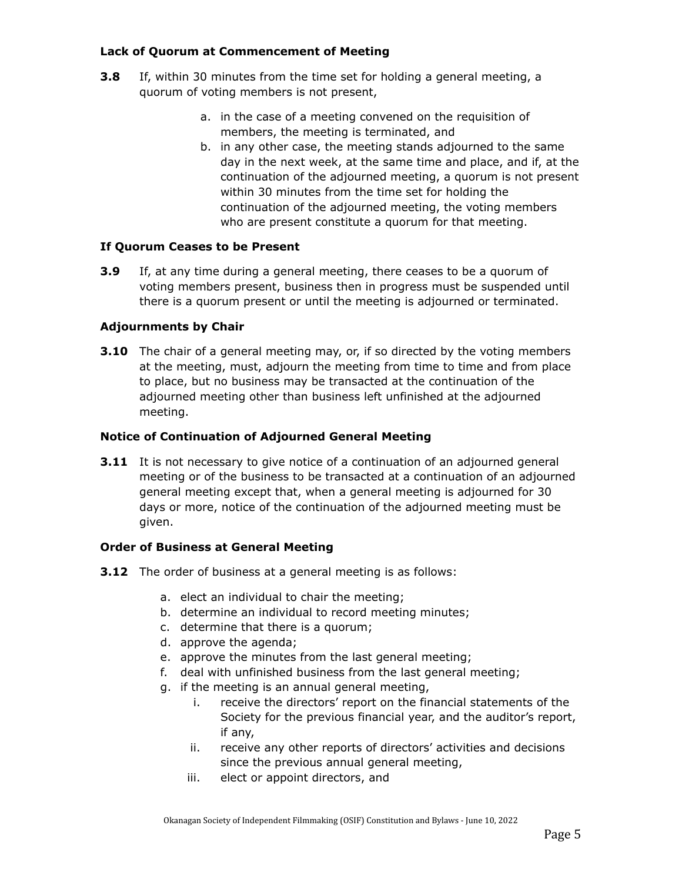### Lack of Quorum at Commencement of Meeting

**3.8** If, within 30 minutes from the time set for holding a general meeting, a quorum of voting members is not present,

a. in the case of a meeting convened on the requisition of members, the meeting is terminated, and
b. in any other case, the meeting stands adjourned to the same day in the next week, at the same time and place, and if, at the continuation of the adjourned meeting, a quorum is not present within 30 minutes from the time set for holding the continuation of the adjourned meeting, the voting members who are present constitute a quorum for that meeting.

### If Quorum Ceases to be Present

**3.9** If, at any time during a general meeting, there ceases to be a quorum of voting members present, business then in progress must be suspended until there is a quorum present or until the meeting is adjourned or terminated.

### Adjournments by Chair

**3.10** The chair of a general meeting may, or, if so directed by the voting members at the meeting, must, adjourn the meeting from time to time and from place to place, but no business may be transacted at the continuation of the adjourned meeting other than business left unfinished at the adjourned meeting.

### Notice of Continuation of Adjourned General Meeting

**3.11** It is not necessary to give notice of a continuation of an adjourned general meeting or of the business to be transacted at a continuation of an adjourned general meeting except that, when a general meeting is adjourned for 30 days or more, notice of the continuation of the adjourned meeting must be given.

### Order of Business at General Meeting

**3.12** The order of business at a general meeting is as follows:

a. elect an individual to chair the meeting;
b. determine an individual to record meeting minutes;
c. determine that there is a quorum;
d. approve the agenda;
e. approve the minutes from the last general meeting;
f. deal with unfinished business from the last general meeting;
g. if the meeting is an annual general meeting,
    i. receive the directors' report on the financial statements of the Society for the previous financial year, and the auditor's report, if any,
    ii. receive any other reports of directors' activities and decisions since the previous annual general meeting,
    iii. elect or appoint directors, and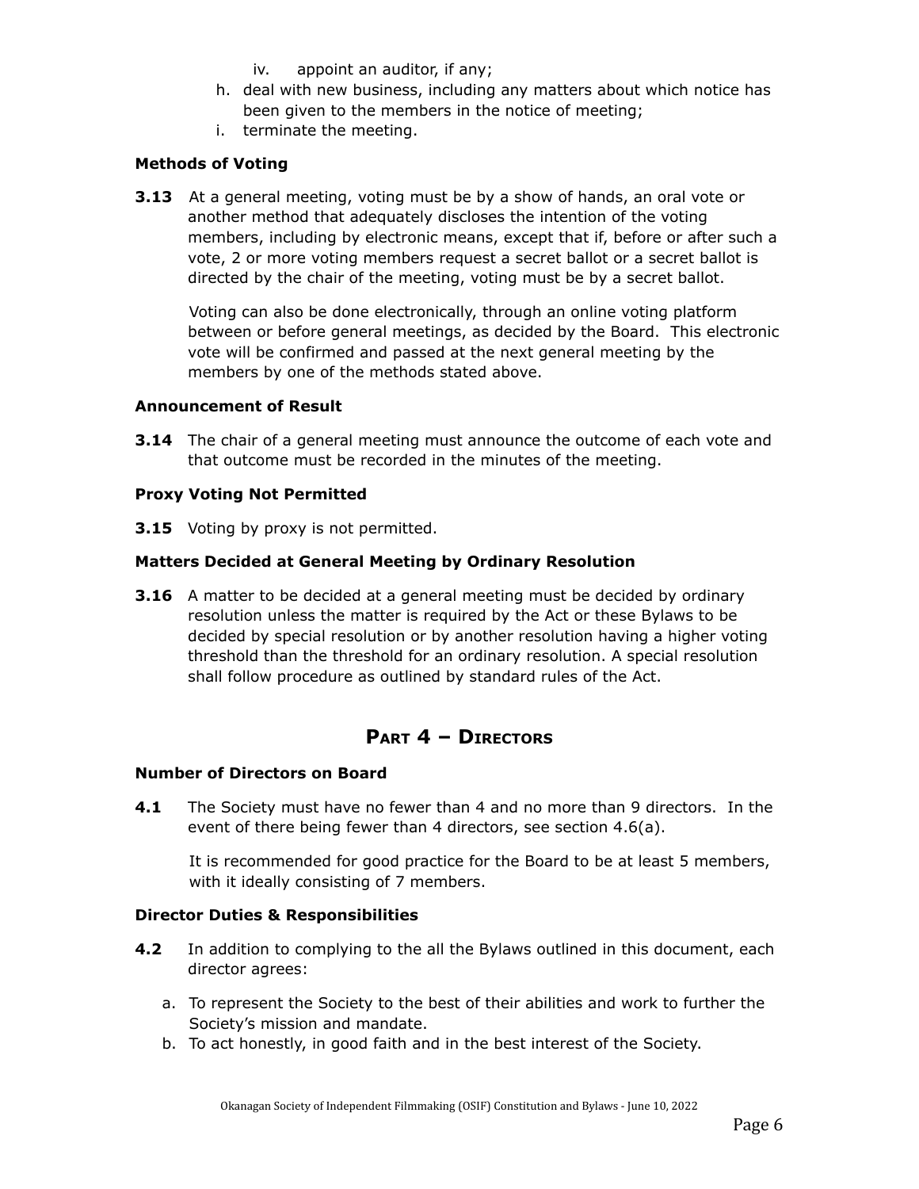iv. appoint an auditor, if any;

h. deal with new business, including any matters about which notice has been given to the members in the notice of meeting;
i. terminate the meeting.

**Methods of Voting**

**3.13** At a general meeting, voting must be by a show of hands, an oral vote or another method that adequately discloses the intention of the voting members, including by electronic means, except that if, before or after such a vote, 2 or more voting members request a secret ballot or a secret ballot is directed by the chair of the meeting, voting must be by a secret ballot.

Voting can also be done electronically, through an online voting platform between or before general meetings, as decided by the Board. This electronic vote will be confirmed and passed at the next general meeting by the members by one of the methods stated above.

**Announcement of Result**

**3.14** The chair of a general meeting must announce the outcome of each vote and that outcome must be recorded in the minutes of the meeting.

**Proxy Voting Not Permitted**

**3.15** Voting by proxy is not permitted.

**Matters Decided at General Meeting by Ordinary Resolution**

**3.16** A matter to be decided at a general meeting must be decided by ordinary resolution unless the matter is required by the Act or these Bylaws to be decided by special resolution or by another resolution having a higher voting threshold than the threshold for an ordinary resolution. A special resolution shall follow procedure as outlined by standard rules of the Act.

## Part 4 – Directors

**Number of Directors on Board**

**4.1** The Society must have no fewer than 4 and no more than 9 directors. In the event of there being fewer than 4 directors, see section 4.6(a).

It is recommended for good practice for the Board to be at least 5 members, with it ideally consisting of 7 members.

**Director Duties & Responsibilities**

**4.2** In addition to complying to the all the Bylaws outlined in this document, each director agrees:

a. To represent the Society to the best of their abilities and work to further the Society's mission and mandate.
b. To act honestly, in good faith and in the best interest of the Society.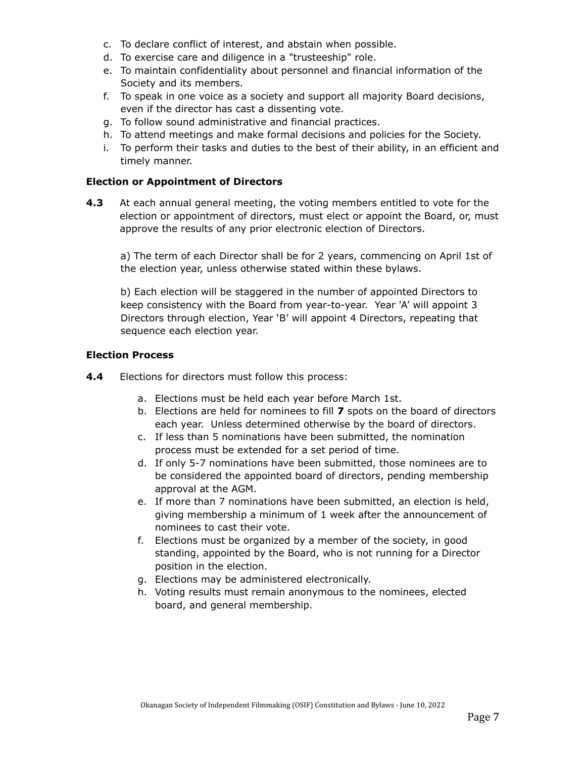c. To declare conflict of interest, and abstain when possible.
d. To exercise care and diligence in a "trusteeship" role.
e. To maintain confidentiality about personnel and financial information of the Society and its members.
f. To speak in one voice as a society and support all majority Board decisions, even if the director has cast a dissenting vote.
g. To follow sound administrative and financial practices.
h. To attend meetings and make formal decisions and policies for the Society.
i. To perform their tasks and duties to the best of their ability, in an efficient and timely manner.

### Election or Appointment of Directors

**4.3** At each annual general meeting, the voting members entitled to vote for the election or appointment of directors, must elect or appoint the Board, or, must approve the results of any prior electronic election of Directors.

a) The term of each Director shall be for 2 years, commencing on April 1st of the election year, unless otherwise stated within these bylaws.

b) Each election will be staggered in the number of appointed Directors to keep consistency with the Board from year-to-year. Year 'A' will appoint 3 Directors through election, Year 'B' will appoint 4 Directors, repeating that sequence each election year.

### Election Process

**4.4** Elections for directors must follow this process:

a. Elections must be held each year before March 1st.
b. Elections are held for nominees to fill **7** spots on the board of directors each year. Unless determined otherwise by the board of directors.
c. If less than 5 nominations have been submitted, the nomination process must be extended for a set period of time.
d. If only 5-7 nominations have been submitted, those nominees are to be considered the appointed board of directors, pending membership approval at the AGM.
e. If more than 7 nominations have been submitted, an election is held, giving membership a minimum of 1 week after the announcement of nominees to cast their vote.
f. Elections must be organized by a member of the society, in good standing, appointed by the Board, who is not running for a Director position in the election.
g. Elections may be administered electronically.
h. Voting results must remain anonymous to the nominees, elected board, and general membership.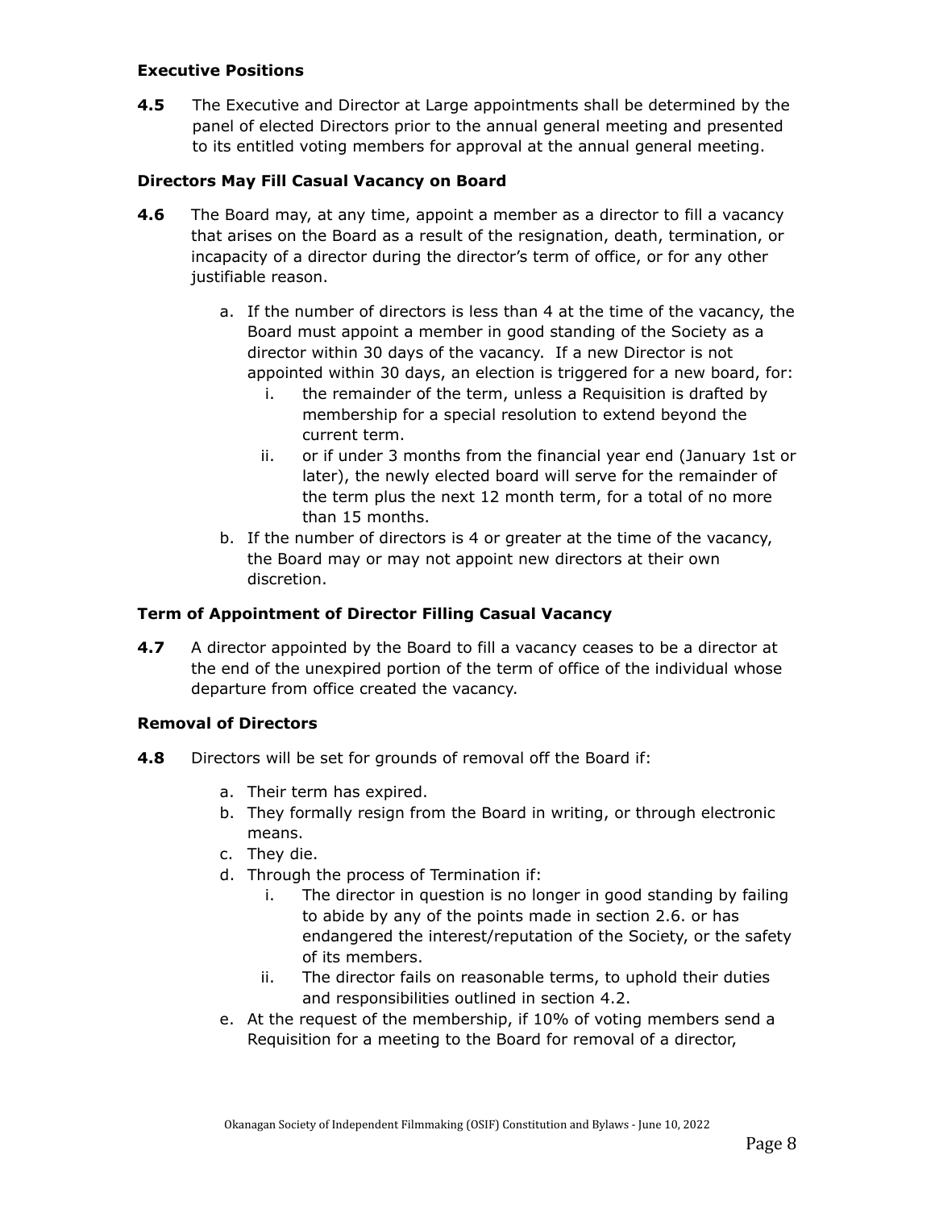### Executive Positions

**4.5** The Executive and Director at Large appointments shall be determined by the panel of elected Directors prior to the annual general meeting and presented to its entitled voting members for approval at the annual general meeting.

### Directors May Fill Casual Vacancy on Board

**4.6** The Board may, at any time, appoint a member as a director to fill a vacancy that arises on the Board as a result of the resignation, death, termination, or incapacity of a director during the director's term of office, or for any other justifiable reason.

a. If the number of directors is less than 4 at the time of the vacancy, the Board must appoint a member in good standing of the Society as a director within 30 days of the vacancy. If a new Director is not appointed within 30 days, an election is triggered for a new board, for:
   i. the remainder of the term, unless a Requisition is drafted by membership for a special resolution to extend beyond the current term.
   ii. or if under 3 months from the financial year end (January 1st or later), the newly elected board will serve for the remainder of the term plus the next 12 month term, for a total of no more than 15 months.

b. If the number of directors is 4 or greater at the time of the vacancy, the Board may or may not appoint new directors at their own discretion.

### Term of Appointment of Director Filling Casual Vacancy

**4.7** A director appointed by the Board to fill a vacancy ceases to be a director at the end of the unexpired portion of the term of office of the individual whose departure from office created the vacancy.

### Removal of Directors

**4.8** Directors will be set for grounds of removal off the Board if:

a. Their term has expired.

b. They formally resign from the Board in writing, or through electronic means.

c. They die.

d. Through the process of Termination if:
   i. The director in question is no longer in good standing by failing to abide by any of the points made in section 2.6. or has endangered the interest/reputation of the Society, or the safety of its members.
   ii. The director fails on reasonable terms, to uphold their duties and responsibilities outlined in section 4.2.

e. At the request of the membership, if 10% of voting members send a Requisition for a meeting to the Board for removal of a director,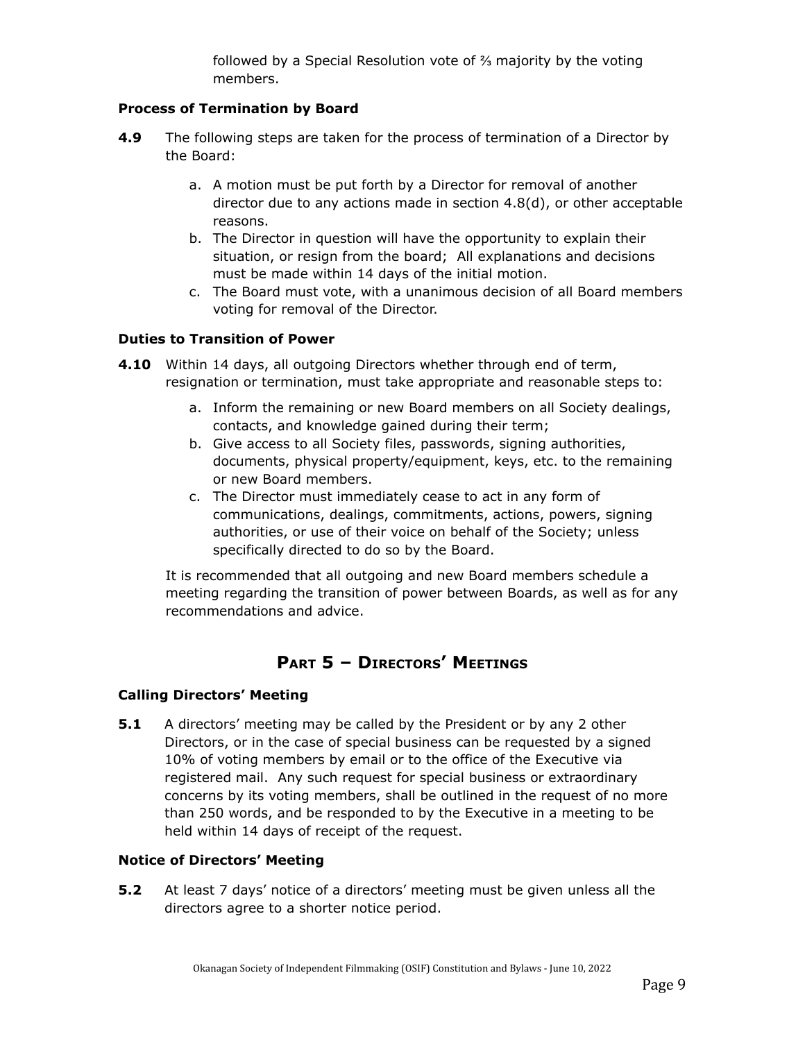followed by a Special Resolution vote of ⅔ majority by the voting members.

**Process of Termination by Board**

**4.9** The following steps are taken for the process of termination of a Director by the Board:

a. A motion must be put forth by a Director for removal of another director due to any actions made in section 4.8(d), or other acceptable reasons.
b. The Director in question will have the opportunity to explain their situation, or resign from the board;  All explanations and decisions must be made within 14 days of the initial motion.
c. The Board must vote, with a unanimous decision of all Board members voting for removal of the Director.

**Duties to Transition of Power**

**4.10** Within 14 days, all outgoing Directors whether through end of term, resignation or termination, must take appropriate and reasonable steps to:

a. Inform the remaining or new Board members on all Society dealings, contacts, and knowledge gained during their term;
b. Give access to all Society files, passwords, signing authorities, documents, physical property/equipment, keys, etc. to the remaining or new Board members.
c. The Director must immediately cease to act in any form of communications, dealings, commitments, actions, powers, signing authorities, or use of their voice on behalf of the Society; unless specifically directed to do so by the Board.

It is recommended that all outgoing and new Board members schedule a meeting regarding the transition of power between Boards, as well as for any recommendations and advice.

## Part 5 – Directors' Meetings

**Calling Directors' Meeting**

**5.1** A directors' meeting may be called by the President or by any 2 other Directors, or in the case of special business can be requested by a signed 10% of voting members by email or to the office of the Executive via registered mail.  Any such request for special business or extraordinary concerns by its voting members, shall be outlined in the request of no more than 250 words, and be responded to by the Executive in a meeting to be held within 14 days of receipt of the request.

**Notice of Directors' Meeting**

**5.2** At least 7 days' notice of a directors' meeting must be given unless all the directors agree to a shorter notice period.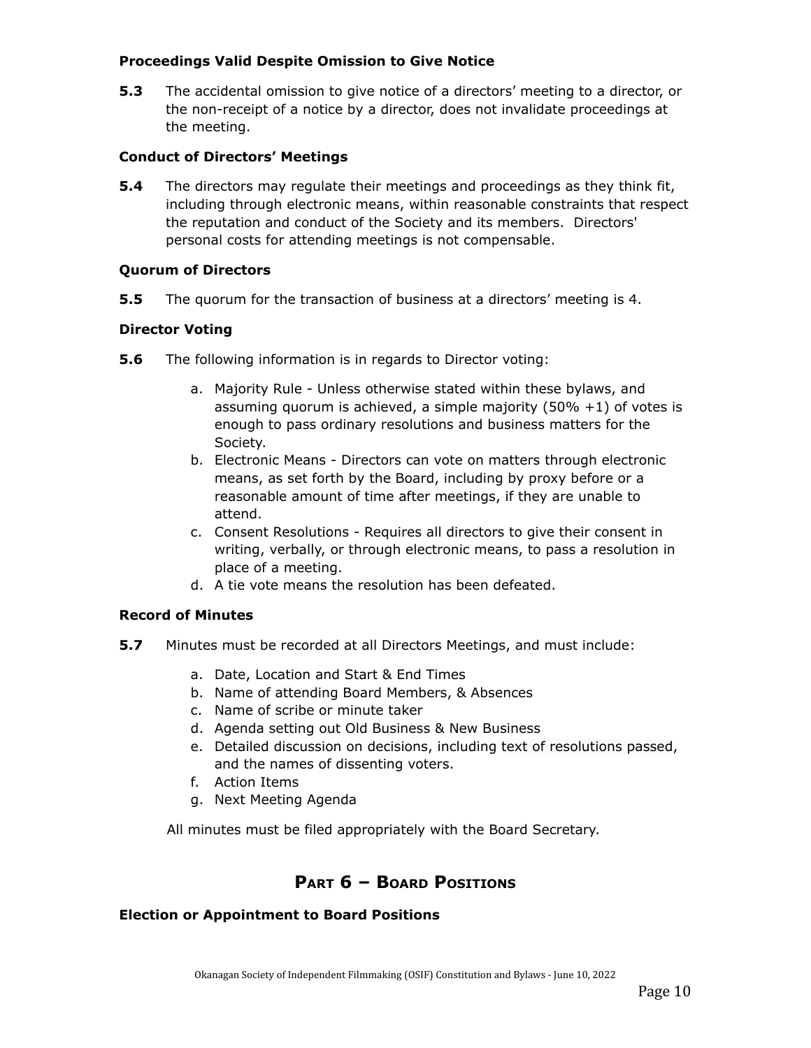#### Proceedings Valid Despite Omission to Give Notice

**5.3** The accidental omission to give notice of a directors' meeting to a director, or the non-receipt of a notice by a director, does not invalidate proceedings at the meeting.

#### Conduct of Directors' Meetings

**5.4** The directors may regulate their meetings and proceedings as they think fit, including through electronic means, within reasonable constraints that respect the reputation and conduct of the Society and its members. Directors' personal costs for attending meetings is not compensable.

#### Quorum of Directors

**5.5** The quorum for the transaction of business at a directors' meeting is 4.

#### Director Voting

**5.6** The following information is in regards to Director voting:

a. Majority Rule - Unless otherwise stated within these bylaws, and assuming quorum is achieved, a simple majority (50% +1) of votes is enough to pass ordinary resolutions and business matters for the Society.
b. Electronic Means - Directors can vote on matters through electronic means, as set forth by the Board, including by proxy before or a reasonable amount of time after meetings, if they are unable to attend.
c. Consent Resolutions - Requires all directors to give their consent in writing, verbally, or through electronic means, to pass a resolution in place of a meeting.
d. A tie vote means the resolution has been defeated.

#### Record of Minutes

**5.7** Minutes must be recorded at all Directors Meetings, and must include:

a. Date, Location and Start & End Times
b. Name of attending Board Members, & Absences
c. Name of scribe or minute taker
d. Agenda setting out Old Business & New Business
e. Detailed discussion on decisions, including text of resolutions passed, and the names of dissenting voters.
f. Action Items
g. Next Meeting Agenda

All minutes must be filed appropriately with the Board Secretary.

## PART 6 – BOARD POSITIONS

#### Election or Appointment to Board Positions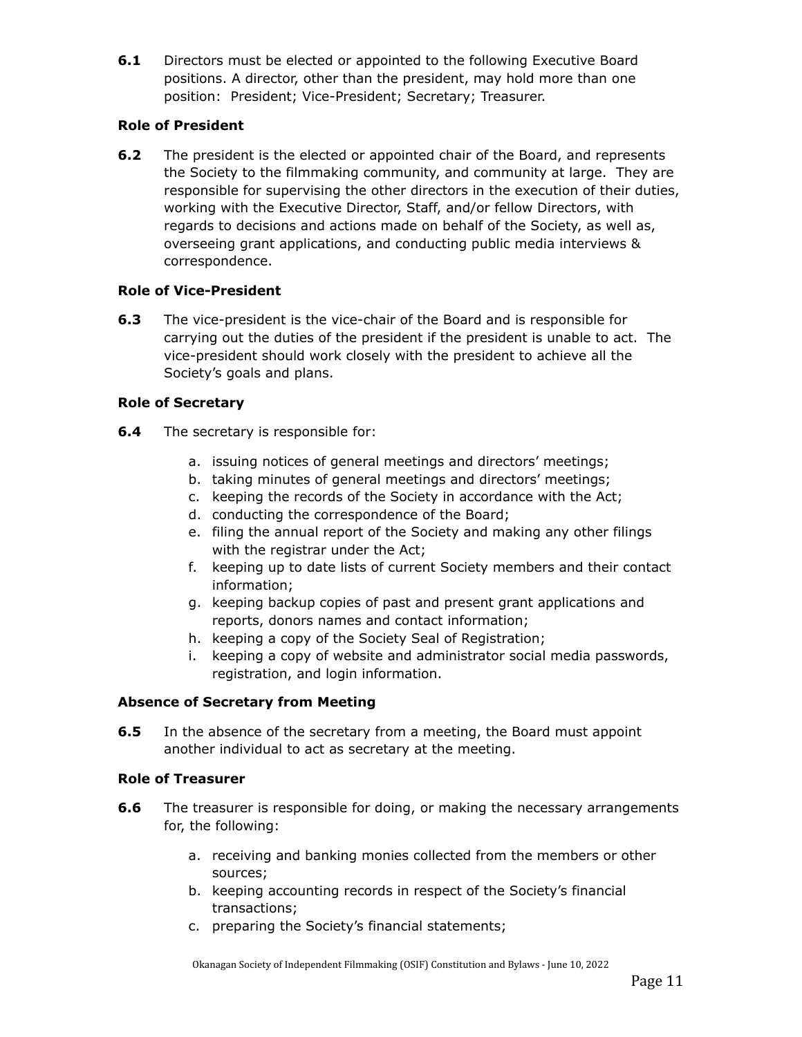**6.1** Directors must be elected or appointed to the following Executive Board positions. A director, other than the president, may hold more than one position: President; Vice-President; Secretary; Treasurer.

### Role of President

**6.2** The president is the elected or appointed chair of the Board, and represents the Society to the filmmaking community, and community at large. They are responsible for supervising the other directors in the execution of their duties, working with the Executive Director, Staff, and/or fellow Directors, with regards to decisions and actions made on behalf of the Society, as well as, overseeing grant applications, and conducting public media interviews & correspondence.

### Role of Vice-President

**6.3** The vice-president is the vice-chair of the Board and is responsible for carrying out the duties of the president if the president is unable to act. The vice-president should work closely with the president to achieve all the Society's goals and plans.

### Role of Secretary

**6.4** The secretary is responsible for:

a. issuing notices of general meetings and directors' meetings;
b. taking minutes of general meetings and directors' meetings;
c. keeping the records of the Society in accordance with the Act;
d. conducting the correspondence of the Board;
e. filing the annual report of the Society and making any other filings with the registrar under the Act;
f. keeping up to date lists of current Society members and their contact information;
g. keeping backup copies of past and present grant applications and reports, donors names and contact information;
h. keeping a copy of the Society Seal of Registration;
i. keeping a copy of website and administrator social media passwords, registration, and login information.

### Absence of Secretary from Meeting

**6.5** In the absence of the secretary from a meeting, the Board must appoint another individual to act as secretary at the meeting.

### Role of Treasurer

**6.6** The treasurer is responsible for doing, or making the necessary arrangements for, the following:

a. receiving and banking monies collected from the members or other sources;
b. keeping accounting records in respect of the Society's financial transactions;
c. preparing the Society's financial statements;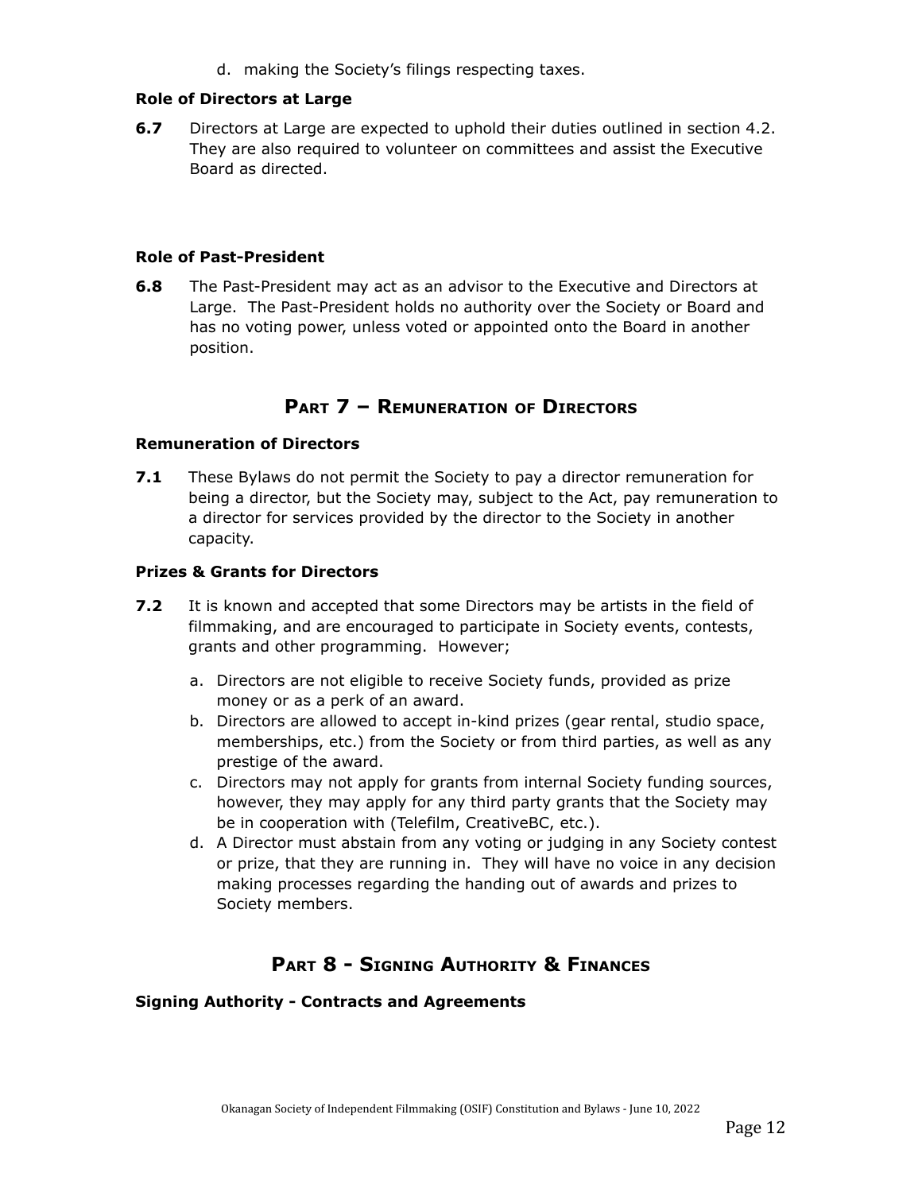d. making the Society's filings respecting taxes.

### Role of Directors at Large

**6.7** Directors at Large are expected to uphold their duties outlined in section 4.2. They are also required to volunteer on committees and assist the Executive Board as directed.

### Role of Past-President

**6.8** The Past-President may act as an advisor to the Executive and Directors at Large. The Past-President holds no authority over the Society or Board and has no voting power, unless voted or appointed onto the Board in another position.

## Part 7 – Remuneration of Directors

### Remuneration of Directors

**7.1** These Bylaws do not permit the Society to pay a director remuneration for being a director, but the Society may, subject to the Act, pay remuneration to a director for services provided by the director to the Society in another capacity.

### Prizes & Grants for Directors

**7.2** It is known and accepted that some Directors may be artists in the field of filmmaking, and are encouraged to participate in Society events, contests, grants and other programming. However;

a. Directors are not eligible to receive Society funds, provided as prize money or as a perk of an award.
b. Directors are allowed to accept in-kind prizes (gear rental, studio space, memberships, etc.) from the Society or from third parties, as well as any prestige of the award.
c. Directors may not apply for grants from internal Society funding sources, however, they may apply for any third party grants that the Society may be in cooperation with (Telefilm, CreativeBC, etc.).
d. A Director must abstain from any voting or judging in any Society contest or prize, that they are running in. They will have no voice in any decision making processes regarding the handing out of awards and prizes to Society members.

## Part 8 - Signing Authority & Finances

### Signing Authority - Contracts and Agreements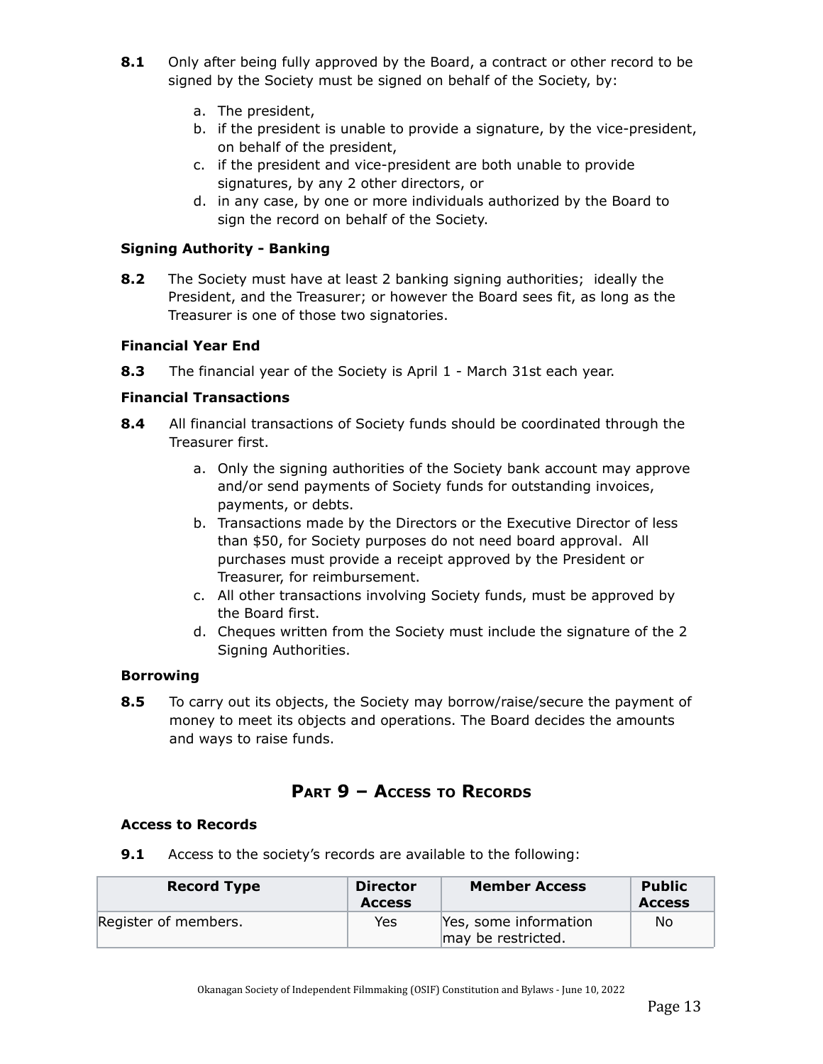**8.1** Only after being fully approved by the Board, a contract or other record to be signed by the Society must be signed on behalf of the Society, by:

a. The president,
b. if the president is unable to provide a signature, by the vice-president, on behalf of the president,
c. if the president and vice-president are both unable to provide signatures, by any 2 other directors, or
d. in any case, by one or more individuals authorized by the Board to sign the record on behalf of the Society.

#### Signing Authority - Banking

**8.2** The Society must have at least 2 banking signing authorities; ideally the President, and the Treasurer; or however the Board sees fit, as long as the Treasurer is one of those two signatories.

#### Financial Year End

**8.3** The financial year of the Society is April 1 - March 31st each year.

#### Financial Transactions

**8.4** All financial transactions of Society funds should be coordinated through the Treasurer first.

a. Only the signing authorities of the Society bank account may approve and/or send payments of Society funds for outstanding invoices, payments, or debts.
b. Transactions made by the Directors or the Executive Director of less than $50, for Society purposes do not need board approval. All purchases must provide a receipt approved by the President or Treasurer, for reimbursement.
c. All other transactions involving Society funds, must be approved by the Board first.
d. Cheques written from the Society must include the signature of the 2 Signing Authorities.

#### Borrowing

**8.5** To carry out its objects, the Society may borrow/raise/secure the payment of money to meet its objects and operations. The Board decides the amounts and ways to raise funds.

## Part 9 – Access to Records

#### Access to Records

**9.1** Access to the society's records are available to the following:

| Record Type | Director Access | Member Access | Public Access |
|---|---|---|---|
| Register of members. | Yes | Yes, some information may be restricted. | No |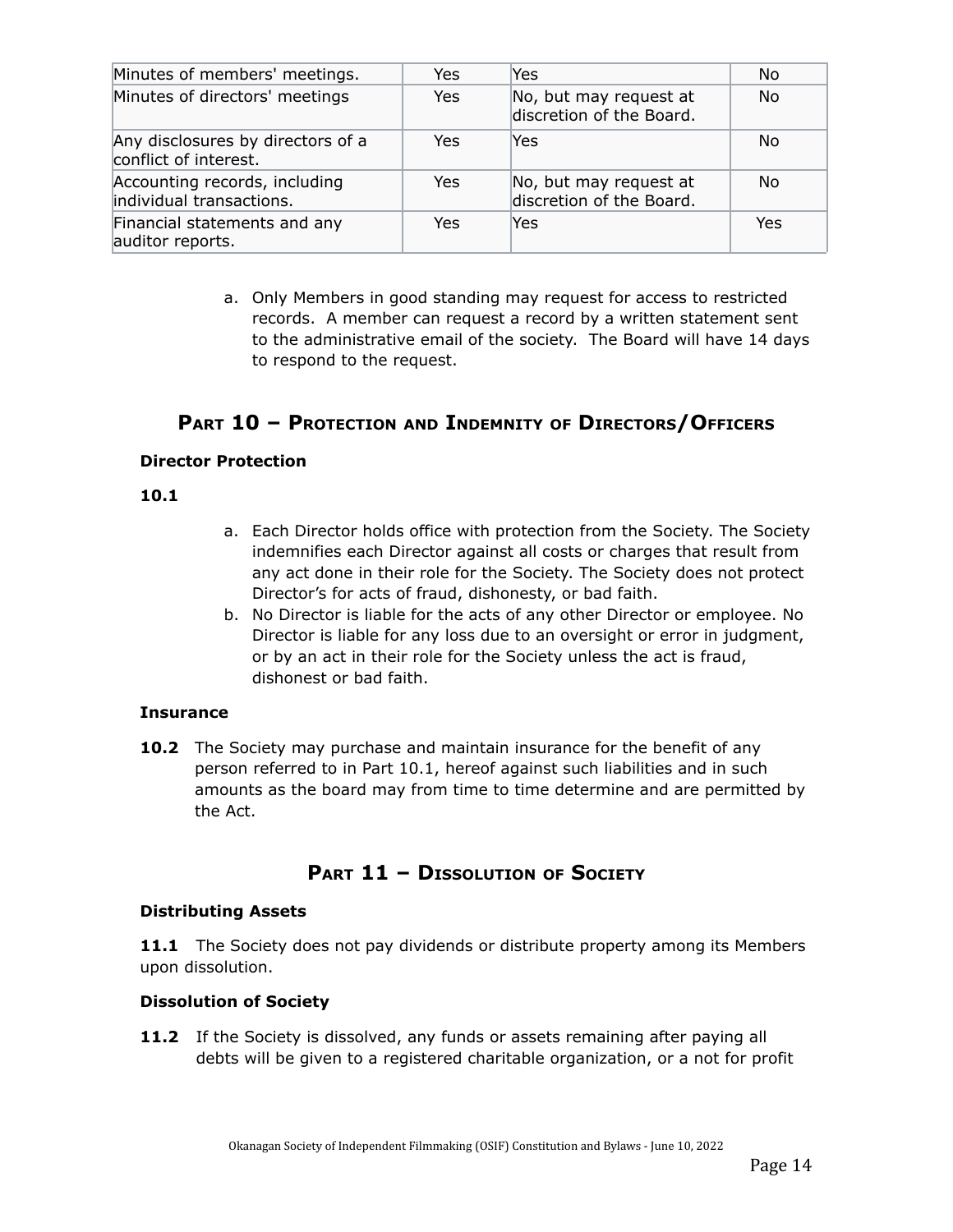| Minutes of members' meetings. | Yes | Yes | No |
|---|---|---|---|
| Minutes of directors' meetings | Yes | No, but may request at discretion of the Board. | No |
| Any disclosures by directors of a conflict of interest. | Yes | Yes | No |
| Accounting records, including individual transactions. | Yes | No, but may request at discretion of the Board. | No |
| Financial statements and any auditor reports. | Yes | Yes | Yes |

a. Only Members in good standing may request for access to restricted records. A member can request a record by a written statement sent to the administrative email of the society. The Board will have 14 days to respond to the request.

## PART 10 – PROTECTION AND INDEMNITY OF DIRECTORS/OFFICERS

**Director Protection**

**10.1**

a. Each Director holds office with protection from the Society. The Society indemnifies each Director against all costs or charges that result from any act done in their role for the Society. The Society does not protect Director's for acts of fraud, dishonesty, or bad faith.
b. No Director is liable for the acts of any other Director or employee. No Director is liable for any loss due to an oversight or error in judgment, or by an act in their role for the Society unless the act is fraud, dishonest or bad faith.

**Insurance**

**10.2** The Society may purchase and maintain insurance for the benefit of any person referred to in Part 10.1, hereof against such liabilities and in such amounts as the board may from time to time determine and are permitted by the Act.

## PART 11 – DISSOLUTION OF SOCIETY

**Distributing Assets**

**11.1** The Society does not pay dividends or distribute property among its Members upon dissolution.

**Dissolution of Society**

**11.2** If the Society is dissolved, any funds or assets remaining after paying all debts will be given to a registered charitable organization, or a not for profit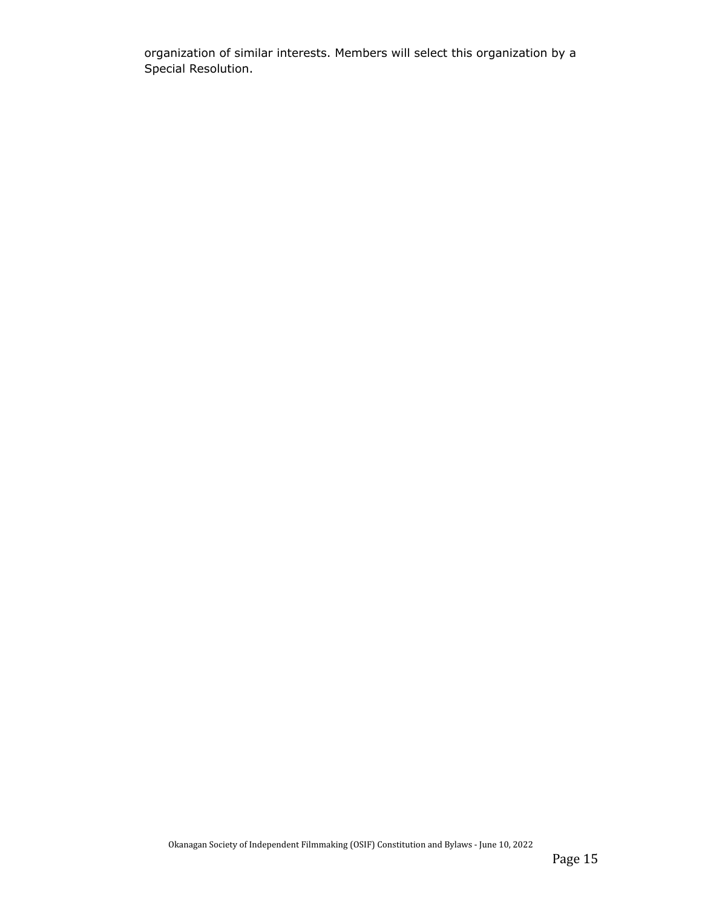organization of similar interests. Members will select this organization by a Special Resolution.